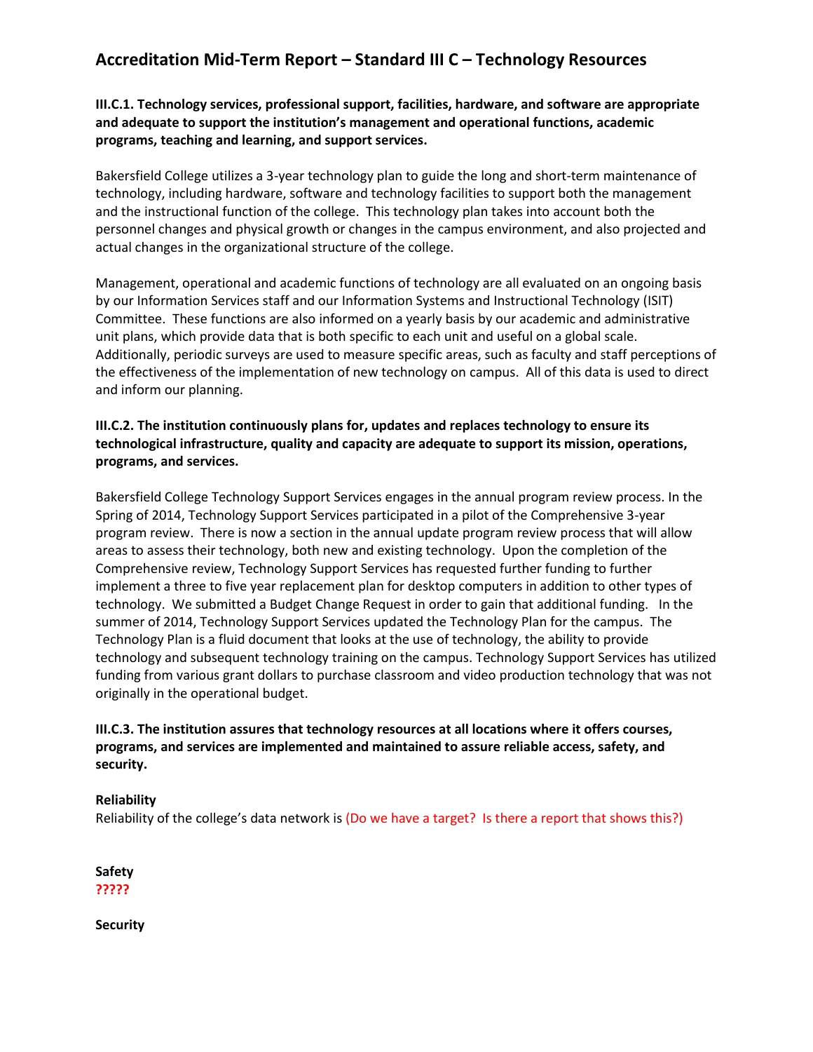# Accreditation Mid-Term Report – Standard III C – Technology Resources

**III.C.1. Technology services, professional support, facilities, hardware, and software are appropriate and adequate to support the institution's management and operational functions, academic programs, teaching and learning, and support services.**

Bakersfield College utilizes a 3-year technology plan to guide the long and short-term maintenance of technology, including hardware, software and technology facilities to support both the management and the instructional function of the college. This technology plan takes into account both the personnel changes and physical growth or changes in the campus environment, and also projected and actual changes in the organizational structure of the college.

Management, operational and academic functions of technology are all evaluated on an ongoing basis by our Information Services staff and our Information Systems and Instructional Technology (ISIT) Committee. These functions are also informed on a yearly basis by our academic and administrative unit plans, which provide data that is both specific to each unit and useful on a global scale. Additionally, periodic surveys are used to measure specific areas, such as faculty and staff perceptions of the effectiveness of the implementation of new technology on campus. All of this data is used to direct and inform our planning.

**III.C.2. The institution continuously plans for, updates and replaces technology to ensure its technological infrastructure, quality and capacity are adequate to support its mission, operations, programs, and services.**

Bakersfield College Technology Support Services engages in the annual program review process. In the Spring of 2014, Technology Support Services participated in a pilot of the Comprehensive 3-year program review. There is now a section in the annual update program review process that will allow areas to assess their technology, both new and existing technology. Upon the completion of the Comprehensive review, Technology Support Services has requested further funding to further implement a three to five year replacement plan for desktop computers in addition to other types of technology. We submitted a Budget Change Request in order to gain that additional funding. In the summer of 2014, Technology Support Services updated the Technology Plan for the campus. The Technology Plan is a fluid document that looks at the use of technology, the ability to provide technology and subsequent technology training on the campus. Technology Support Services has utilized funding from various grant dollars to purchase classroom and video production technology that was not originally in the operational budget.

**III.C.3. The institution assures that technology resources at all locations where it offers courses, programs, and services are implemented and maintained to assure reliable access, safety, and security.**

**Reliability**

Reliability of the college's data network is (Do we have a target? Is there a report that shows this?)

**Safety**

**?????**

**Security**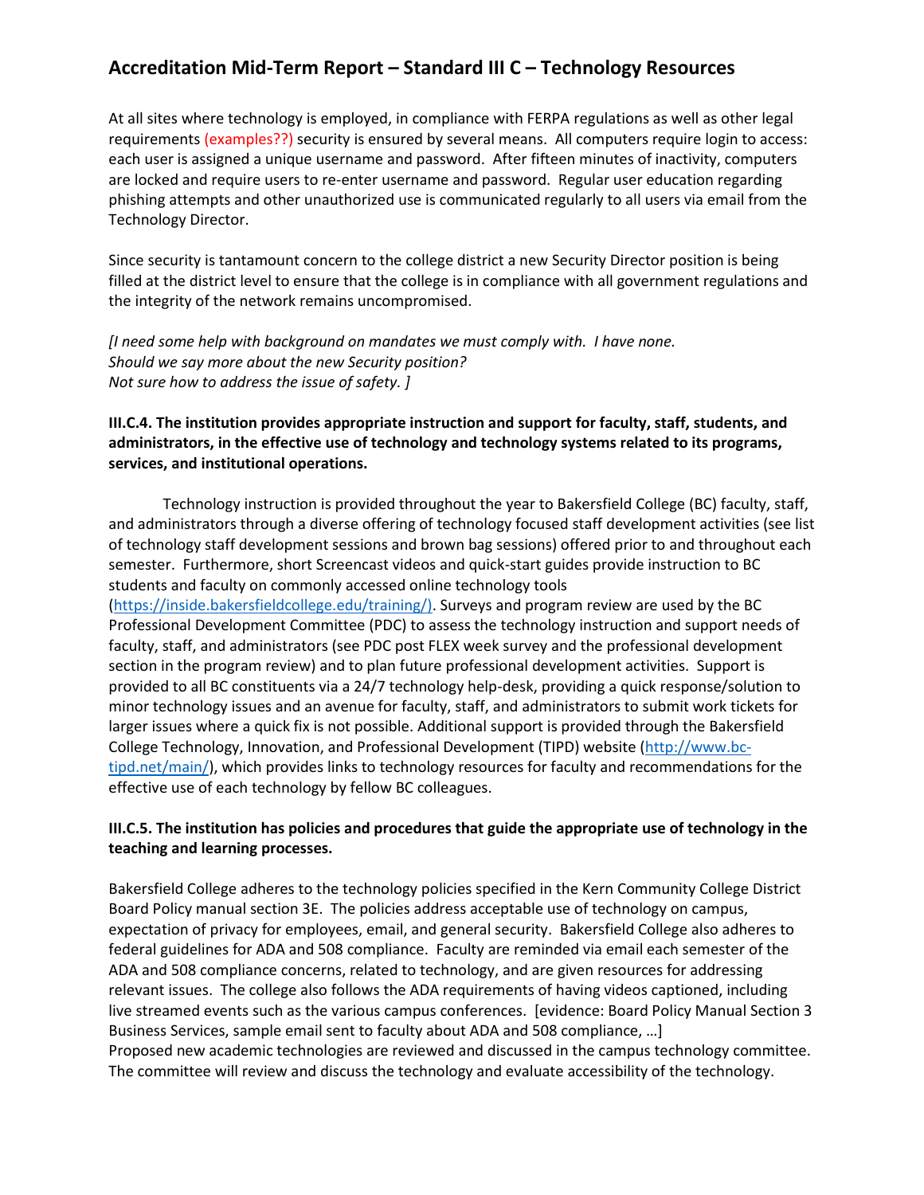## Accreditation Mid-Term Report – Standard III C – Technology Resources

At all sites where technology is employed, in compliance with FERPA regulations as well as other legal requirements (examples??) security is ensured by several means. All computers require login to access: each user is assigned a unique username and password. After fifteen minutes of inactivity, computers are locked and require users to re-enter username and password. Regular user education regarding phishing attempts and other unauthorized use is communicated regularly to all users via email from the Technology Director.

Since security is tantamount concern to the college district a new Security Director position is being filled at the district level to ensure that the college is in compliance with all government regulations and the integrity of the network remains uncompromised.

*[I need some help with background on mandates we must comply with. I have none.*
*Should we say more about the new Security position?*
*Not sure how to address the issue of safety. ]*

**III.C.4. The institution provides appropriate instruction and support for faculty, staff, students, and administrators, in the effective use of technology and technology systems related to its programs, services, and institutional operations.**

Technology instruction is provided throughout the year to Bakersfield College (BC) faculty, staff, and administrators through a diverse offering of technology focused staff development activities (see list of technology staff development sessions and brown bag sessions) offered prior to and throughout each semester. Furthermore, short Screencast videos and quick-start guides provide instruction to BC students and faculty on commonly accessed online technology tools (https://inside.bakersfieldcollege.edu/training/). Surveys and program review are used by the BC Professional Development Committee (PDC) to assess the technology instruction and support needs of faculty, staff, and administrators (see PDC post FLEX week survey and the professional development section in the program review) and to plan future professional development activities. Support is provided to all BC constituents via a 24/7 technology help-desk, providing a quick response/solution to minor technology issues and an avenue for faculty, staff, and administrators to submit work tickets for larger issues where a quick fix is not possible. Additional support is provided through the Bakersfield College Technology, Innovation, and Professional Development (TIPD) website (http://www.bc-tipd.net/main/), which provides links to technology resources for faculty and recommendations for the effective use of each technology by fellow BC colleagues.

**III.C.5. The institution has policies and procedures that guide the appropriate use of technology in the teaching and learning processes.**

Bakersfield College adheres to the technology policies specified in the Kern Community College District Board Policy manual section 3E. The policies address acceptable use of technology on campus, expectation of privacy for employees, email, and general security. Bakersfield College also adheres to federal guidelines for ADA and 508 compliance. Faculty are reminded via email each semester of the ADA and 508 compliance concerns, related to technology, and are given resources for addressing relevant issues. The college also follows the ADA requirements of having videos captioned, including live streamed events such as the various campus conferences. [evidence: Board Policy Manual Section 3 Business Services, sample email sent to faculty about ADA and 508 compliance, …]
Proposed new academic technologies are reviewed and discussed in the campus technology committee. The committee will review and discuss the technology and evaluate accessibility of the technology.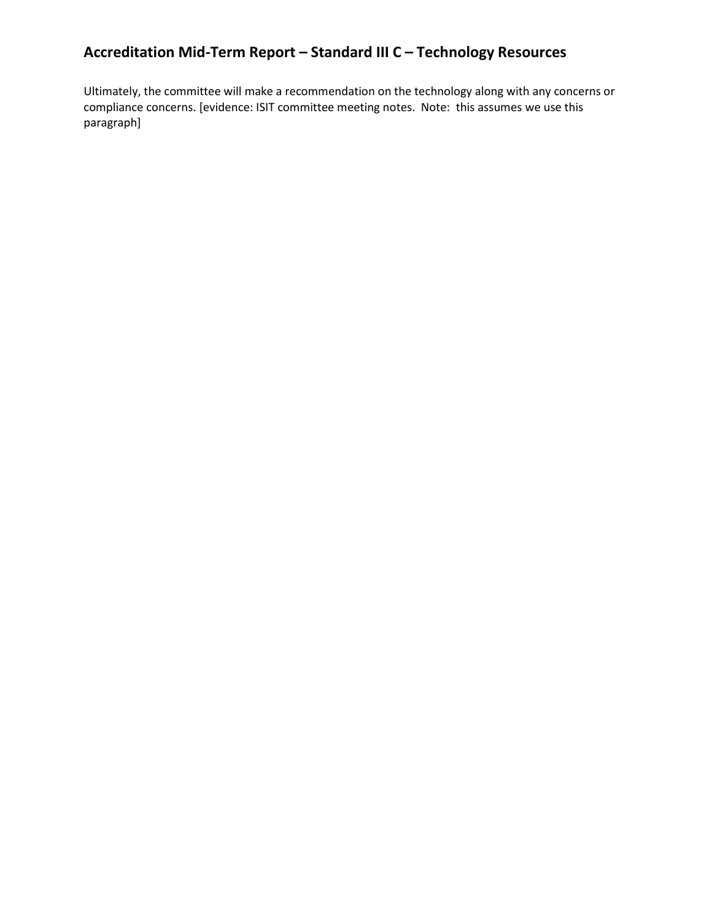# Accreditation Mid-Term Report – Standard III C – Technology Resources

Ultimately, the committee will make a recommendation on the technology along with any concerns or compliance concerns. [evidence: ISIT committee meeting notes. Note: this assumes we use this paragraph]